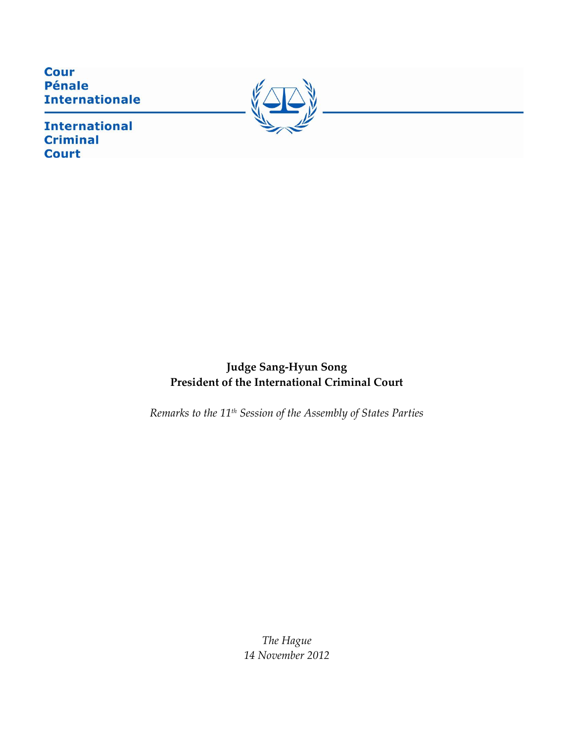Cour
Pénale
Internationale

International
Criminal
Court

**Judge Sang-Hyun Song**
**President of the International Criminal Court**

*Remarks to the 11th Session of the Assembly of States Parties*

*The Hague*
*14 November 2012*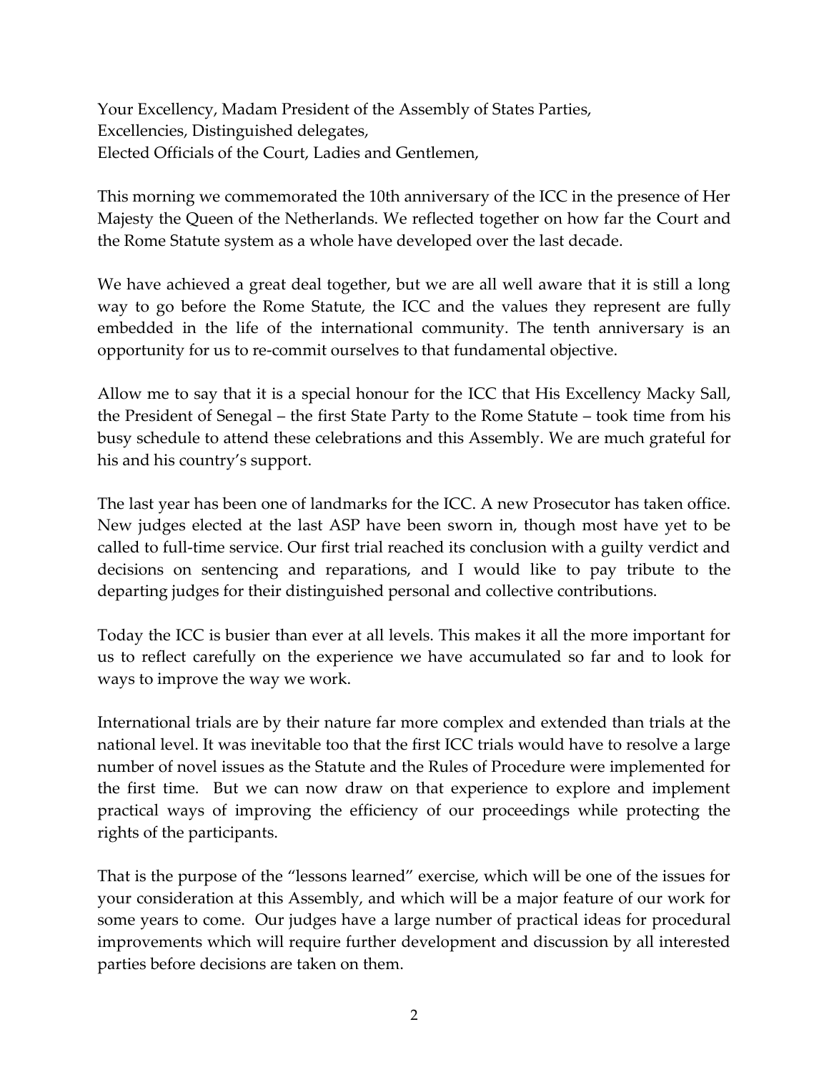Your Excellency, Madam President of the Assembly of States Parties,
Excellencies, Distinguished delegates,
Elected Officials of the Court, Ladies and Gentlemen,

This morning we commemorated the 10th anniversary of the ICC in the presence of Her Majesty the Queen of the Netherlands. We reflected together on how far the Court and the Rome Statute system as a whole have developed over the last decade.

We have achieved a great deal together, but we are all well aware that it is still a long way to go before the Rome Statute, the ICC and the values they represent are fully embedded in the life of the international community. The tenth anniversary is an opportunity for us to re-commit ourselves to that fundamental objective.

Allow me to say that it is a special honour for the ICC that His Excellency Macky Sall, the President of Senegal – the first State Party to the Rome Statute – took time from his busy schedule to attend these celebrations and this Assembly. We are much grateful for his and his country's support.

The last year has been one of landmarks for the ICC. A new Prosecutor has taken office. New judges elected at the last ASP have been sworn in, though most have yet to be called to full-time service. Our first trial reached its conclusion with a guilty verdict and decisions on sentencing and reparations, and I would like to pay tribute to the departing judges for their distinguished personal and collective contributions.

Today the ICC is busier than ever at all levels. This makes it all the more important for us to reflect carefully on the experience we have accumulated so far and to look for ways to improve the way we work.

International trials are by their nature far more complex and extended than trials at the national level. It was inevitable too that the first ICC trials would have to resolve a large number of novel issues as the Statute and the Rules of Procedure were implemented for the first time. But we can now draw on that experience to explore and implement practical ways of improving the efficiency of our proceedings while protecting the rights of the participants.

That is the purpose of the "lessons learned" exercise, which will be one of the issues for your consideration at this Assembly, and which will be a major feature of our work for some years to come. Our judges have a large number of practical ideas for procedural improvements which will require further development and discussion by all interested parties before decisions are taken on them.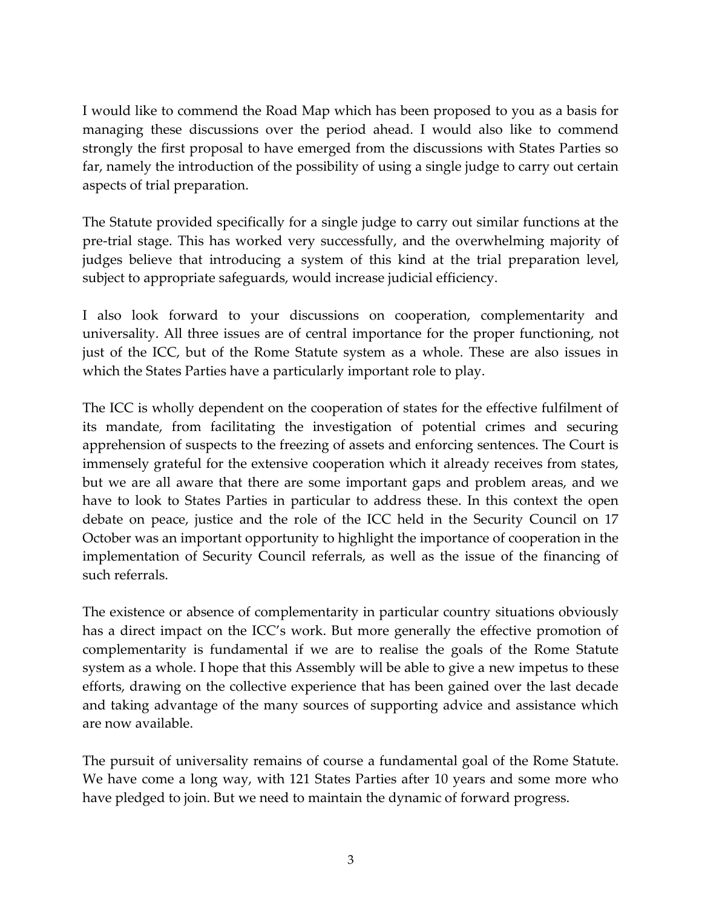I would like to commend the Road Map which has been proposed to you as a basis for managing these discussions over the period ahead. I would also like to commend strongly the first proposal to have emerged from the discussions with States Parties so far, namely the introduction of the possibility of using a single judge to carry out certain aspects of trial preparation.

The Statute provided specifically for a single judge to carry out similar functions at the pre-trial stage. This has worked very successfully, and the overwhelming majority of judges believe that introducing a system of this kind at the trial preparation level, subject to appropriate safeguards, would increase judicial efficiency.

I also look forward to your discussions on cooperation, complementarity and universality. All three issues are of central importance for the proper functioning, not just of the ICC, but of the Rome Statute system as a whole. These are also issues in which the States Parties have a particularly important role to play.

The ICC is wholly dependent on the cooperation of states for the effective fulfilment of its mandate, from facilitating the investigation of potential crimes and securing apprehension of suspects to the freezing of assets and enforcing sentences. The Court is immensely grateful for the extensive cooperation which it already receives from states, but we are all aware that there are some important gaps and problem areas, and we have to look to States Parties in particular to address these. In this context the open debate on peace, justice and the role of the ICC held in the Security Council on 17 October was an important opportunity to highlight the importance of cooperation in the implementation of Security Council referrals, as well as the issue of the financing of such referrals.

The existence or absence of complementarity in particular country situations obviously has a direct impact on the ICC's work. But more generally the effective promotion of complementarity is fundamental if we are to realise the goals of the Rome Statute system as a whole. I hope that this Assembly will be able to give a new impetus to these efforts, drawing on the collective experience that has been gained over the last decade and taking advantage of the many sources of supporting advice and assistance which are now available.

The pursuit of universality remains of course a fundamental goal of the Rome Statute. We have come a long way, with 121 States Parties after 10 years and some more who have pledged to join. But we need to maintain the dynamic of forward progress.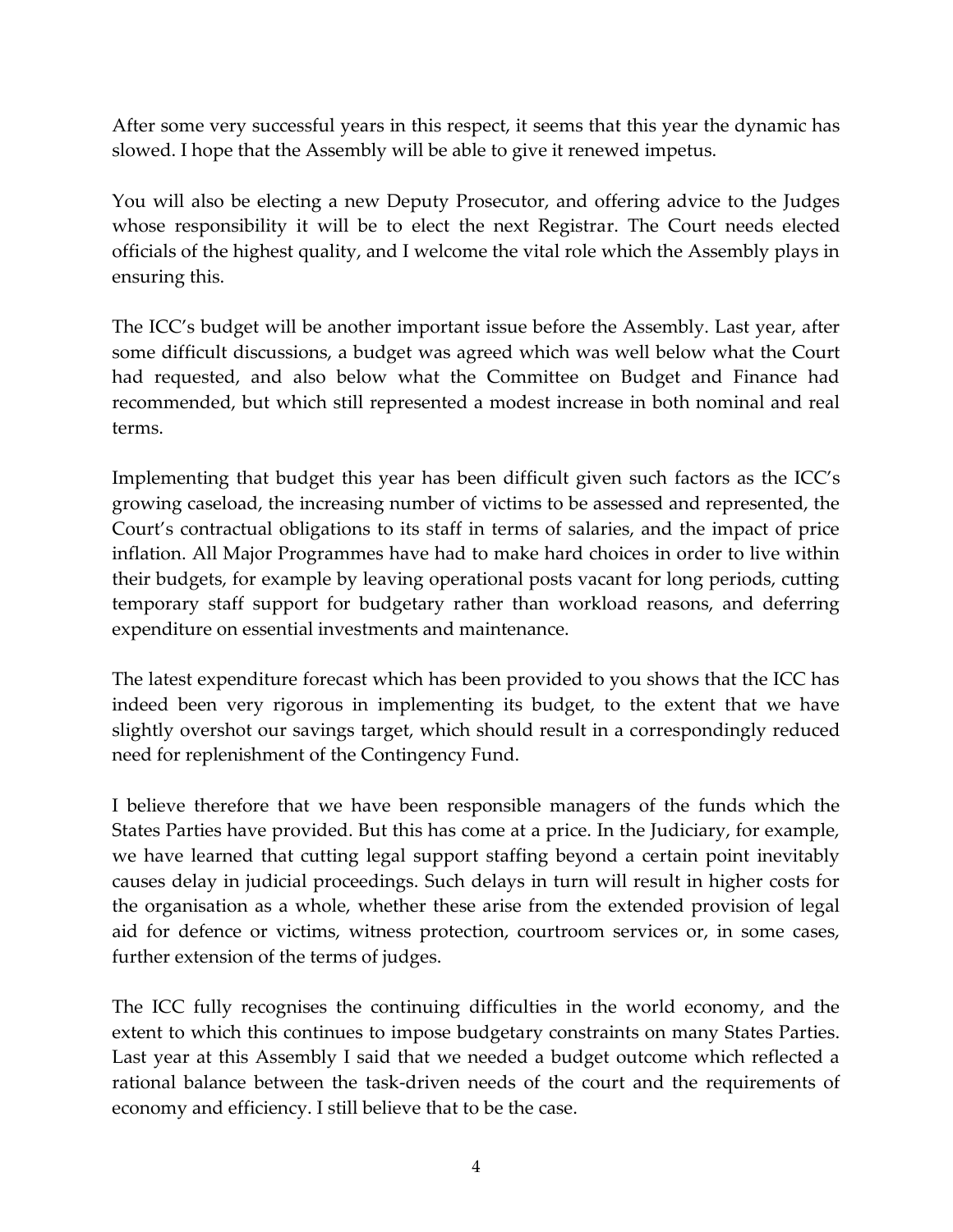After some very successful years in this respect, it seems that this year the dynamic has slowed. I hope that the Assembly will be able to give it renewed impetus.

You will also be electing a new Deputy Prosecutor, and offering advice to the Judges whose responsibility it will be to elect the next Registrar. The Court needs elected officials of the highest quality, and I welcome the vital role which the Assembly plays in ensuring this.

The ICC's budget will be another important issue before the Assembly. Last year, after some difficult discussions, a budget was agreed which was well below what the Court had requested, and also below what the Committee on Budget and Finance had recommended, but which still represented a modest increase in both nominal and real terms.

Implementing that budget this year has been difficult given such factors as the ICC's growing caseload, the increasing number of victims to be assessed and represented, the Court's contractual obligations to its staff in terms of salaries, and the impact of price inflation. All Major Programmes have had to make hard choices in order to live within their budgets, for example by leaving operational posts vacant for long periods, cutting temporary staff support for budgetary rather than workload reasons, and deferring expenditure on essential investments and maintenance.

The latest expenditure forecast which has been provided to you shows that the ICC has indeed been very rigorous in implementing its budget, to the extent that we have slightly overshot our savings target, which should result in a correspondingly reduced need for replenishment of the Contingency Fund.

I believe therefore that we have been responsible managers of the funds which the States Parties have provided. But this has come at a price. In the Judiciary, for example, we have learned that cutting legal support staffing beyond a certain point inevitably causes delay in judicial proceedings. Such delays in turn will result in higher costs for the organisation as a whole, whether these arise from the extended provision of legal aid for defence or victims, witness protection, courtroom services or, in some cases, further extension of the terms of judges.

The ICC fully recognises the continuing difficulties in the world economy, and the extent to which this continues to impose budgetary constraints on many States Parties. Last year at this Assembly I said that we needed a budget outcome which reflected a rational balance between the task-driven needs of the court and the requirements of economy and efficiency. I still believe that to be the case.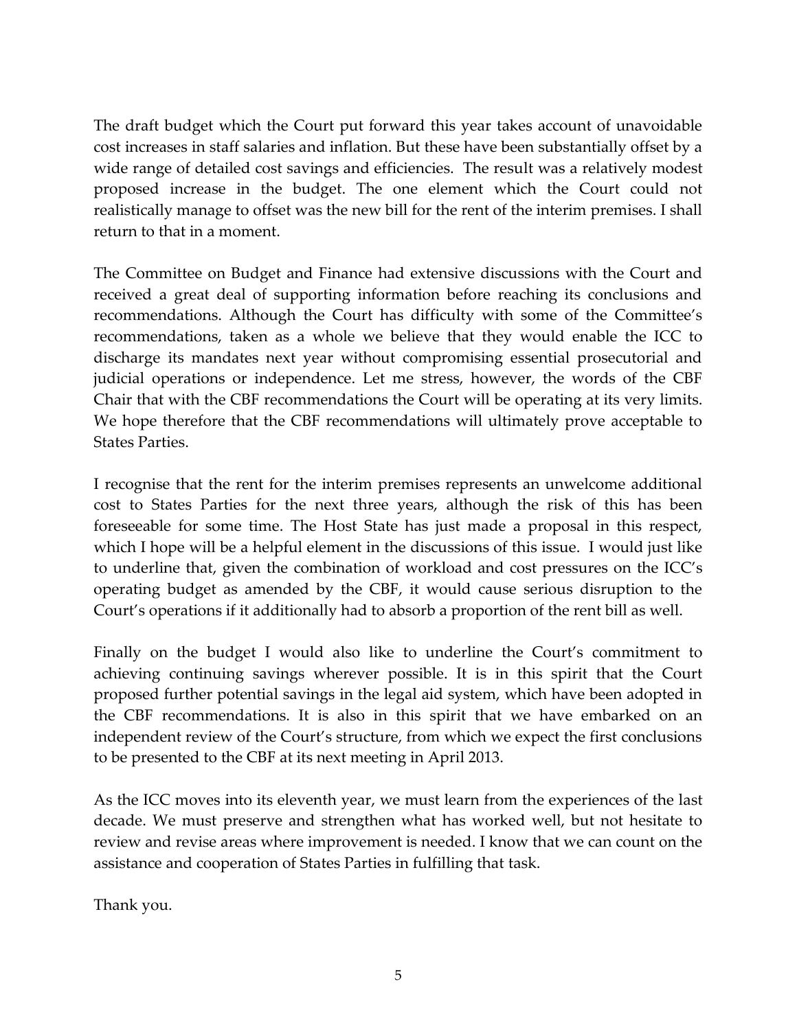The draft budget which the Court put forward this year takes account of unavoidable cost increases in staff salaries and inflation. But these have been substantially offset by a wide range of detailed cost savings and efficiencies. The result was a relatively modest proposed increase in the budget. The one element which the Court could not realistically manage to offset was the new bill for the rent of the interim premises. I shall return to that in a moment.

The Committee on Budget and Finance had extensive discussions with the Court and received a great deal of supporting information before reaching its conclusions and recommendations. Although the Court has difficulty with some of the Committee's recommendations, taken as a whole we believe that they would enable the ICC to discharge its mandates next year without compromising essential prosecutorial and judicial operations or independence. Let me stress, however, the words of the CBF Chair that with the CBF recommendations the Court will be operating at its very limits. We hope therefore that the CBF recommendations will ultimately prove acceptable to States Parties.

I recognise that the rent for the interim premises represents an unwelcome additional cost to States Parties for the next three years, although the risk of this has been foreseeable for some time. The Host State has just made a proposal in this respect, which I hope will be a helpful element in the discussions of this issue. I would just like to underline that, given the combination of workload and cost pressures on the ICC's operating budget as amended by the CBF, it would cause serious disruption to the Court's operations if it additionally had to absorb a proportion of the rent bill as well.

Finally on the budget I would also like to underline the Court's commitment to achieving continuing savings wherever possible. It is in this spirit that the Court proposed further potential savings in the legal aid system, which have been adopted in the CBF recommendations. It is also in this spirit that we have embarked on an independent review of the Court's structure, from which we expect the first conclusions to be presented to the CBF at its next meeting in April 2013.

As the ICC moves into its eleventh year, we must learn from the experiences of the last decade. We must preserve and strengthen what has worked well, but not hesitate to review and revise areas where improvement is needed. I know that we can count on the assistance and cooperation of States Parties in fulfilling that task.

Thank you.